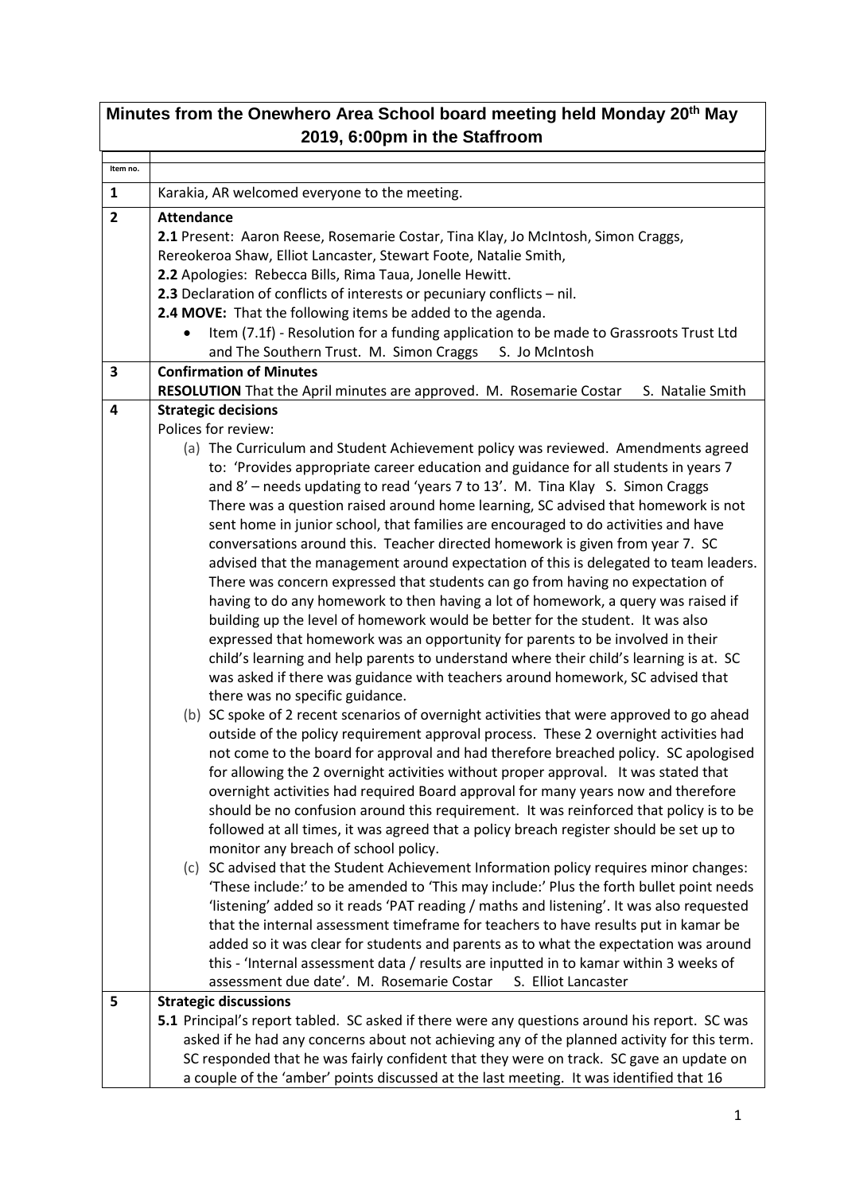# Minutes from the Onewhero Area School board meeting held Monday 20th May 2019, 6:00pm in the Staffroom

| Item no. | |
|---|---|
| **1** | Karakia, AR welcomed everyone to the meeting. |
| **2** | **Attendance**<br>**2.1** Present: Aaron Reese, Rosemarie Costar, Tina Klay, Jo McIntosh, Simon Craggs, Rereokeroa Shaw, Elliot Lancaster, Stewart Foote, Natalie Smith,<br>**2.2** Apologies: Rebecca Bills, Rima Taua, Jonelle Hewitt.<br>**2.3** Declaration of conflicts of interests or pecuniary conflicts – nil.<br>**2.4 MOVE:** That the following items be added to the agenda.<br>• Item (7.1f) - Resolution for a funding application to be made to Grassroots Trust Ltd and The Southern Trust. M. Simon Craggs S. Jo McIntosh |
| **3** | **Confirmation of Minutes**<br>**RESOLUTION** That the April minutes are approved. M. Rosemarie Costar S. Natalie Smith |
| **4** | **Strategic decisions**<br>Polices for review:<br>(a) The Curriculum and Student Achievement policy was reviewed. Amendments agreed to: 'Provides appropriate career education and guidance for all students in years 7 and 8' – needs updating to read 'years 7 to 13'. M. Tina Klay S. Simon Craggs There was a question raised around home learning, SC advised that homework is not sent home in junior school, that families are encouraged to do activities and have conversations around this. Teacher directed homework is given from year 7. SC advised that the management around expectation of this is delegated to team leaders. There was concern expressed that students can go from having no expectation of having to do any homework to then having a lot of homework, a query was raised if building up the level of homework would be better for the student. It was also expressed that homework was an opportunity for parents to be involved in their child's learning and help parents to understand where their child's learning is at. SC was asked if there was guidance with teachers around homework, SC advised that there was no specific guidance.<br>(b) SC spoke of 2 recent scenarios of overnight activities that were approved to go ahead outside of the policy requirement approval process. These 2 overnight activities had not come to the board for approval and had therefore breached policy. SC apologised for allowing the 2 overnight activities without proper approval. It was stated that overnight activities had required Board approval for many years now and therefore should be no confusion around this requirement. It was reinforced that policy is to be followed at all times, it was agreed that a policy breach register should be set up to monitor any breach of school policy.<br>(c) SC advised that the Student Achievement Information policy requires minor changes: 'These include:' to be amended to 'This may include:' Plus the forth bullet point needs 'listening' added so it reads 'PAT reading / maths and listening'. It was also requested that the internal assessment timeframe for teachers to have results put in kamar be added so it was clear for students and parents as to what the expectation was around this - 'Internal assessment data / results are inputted in to kamar within 3 weeks of assessment due date'. M. Rosemarie Costar S. Elliot Lancaster |
| **5** | **Strategic discussions**<br>**5.1** Principal's report tabled. SC asked if there were any questions around his report. SC was asked if he had any concerns about not achieving any of the planned activity for this term. SC responded that he was fairly confident that they were on track. SC gave an update on a couple of the 'amber' points discussed at the last meeting. It was identified that 16 |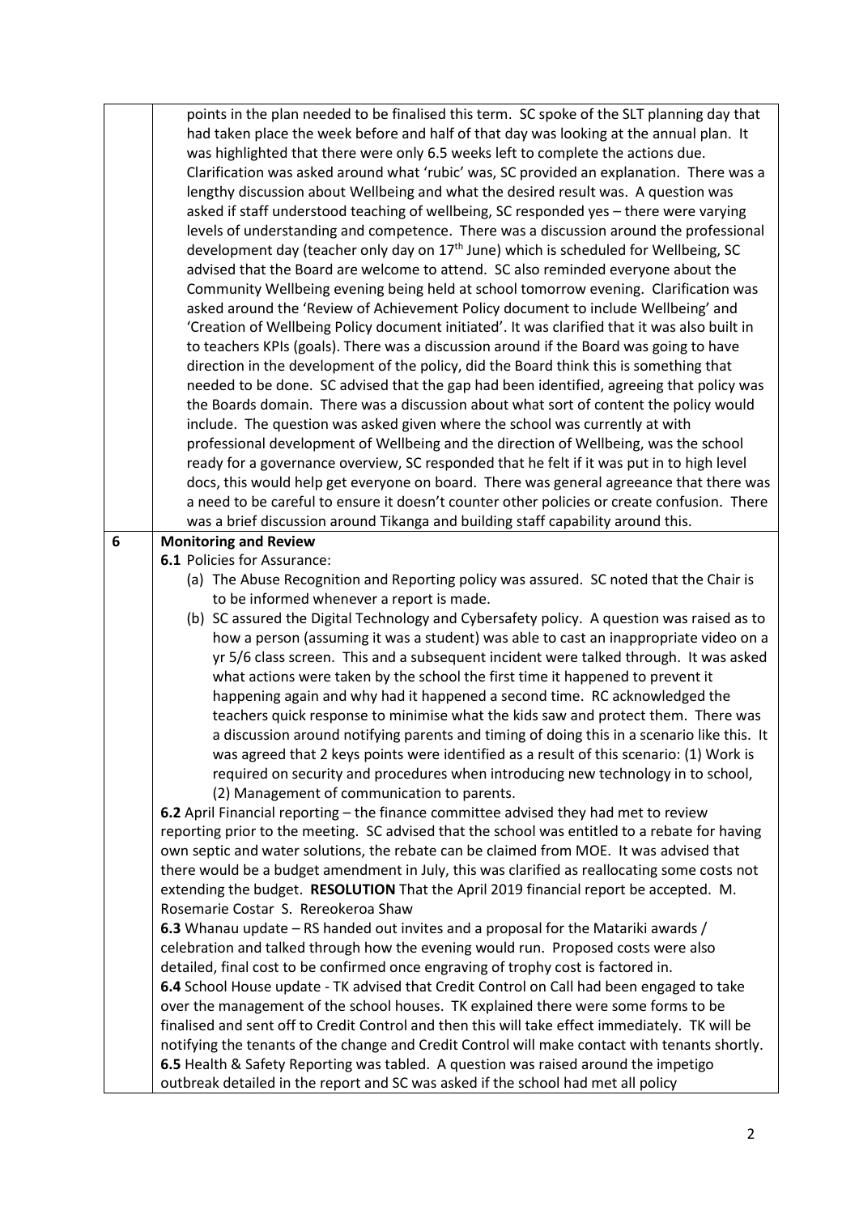| | |
|---|---|
| | points in the plan needed to be finalised this term. SC spoke of the SLT planning day that had taken place the week before and half of that day was looking at the annual plan. It was highlighted that there were only 6.5 weeks left to complete the actions due. Clarification was asked around what 'rubic' was, SC provided an explanation. There was a lengthy discussion about Wellbeing and what the desired result was. A question was asked if staff understood teaching of wellbeing, SC responded yes – there were varying levels of understanding and competence. There was a discussion around the professional development day (teacher only day on 17th June) which is scheduled for Wellbeing, SC advised that the Board are welcome to attend. SC also reminded everyone about the Community Wellbeing evening being held at school tomorrow evening. Clarification was asked around the 'Review of Achievement Policy document to include Wellbeing' and 'Creation of Wellbeing Policy document initiated'. It was clarified that it was also built in to teachers KPIs (goals). There was a discussion around if the Board was going to have direction in the development of the policy, did the Board think this is something that needed to be done. SC advised that the gap had been identified, agreeing that policy was the Boards domain. There was a discussion about what sort of content the policy would include. The question was asked given where the school was currently at with professional development of Wellbeing and the direction of Wellbeing, was the school ready for a governance overview, SC responded that he felt if it was put in to high level docs, this would help get everyone on board. There was general agreeance that there was a need to be careful to ensure it doesn't counter other policies or create confusion. There was a brief discussion around Tikanga and building staff capability around this. |
| 6 | **Monitoring and Review**<br>**6.1** Policies for Assurance:<br>(a) The Abuse Recognition and Reporting policy was assured. SC noted that the Chair is to be informed whenever a report is made.<br>(b) SC assured the Digital Technology and Cybersafety policy. A question was raised as to how a person (assuming it was a student) was able to cast an inappropriate video on a yr 5/6 class screen. This and a subsequent incident were talked through. It was asked what actions were taken by the school the first time it happened to prevent it happening again and why had it happened a second time. RC acknowledged the teachers quick response to minimise what the kids saw and protect them. There was a discussion around notifying parents and timing of doing this in a scenario like this. It was agreed that 2 keys points were identified as a result of this scenario: (1) Work is required on security and procedures when introducing new technology in to school, (2) Management of communication to parents.<br>**6.2** April Financial reporting – the finance committee advised they had met to review reporting prior to the meeting. SC advised that the school was entitled to a rebate for having own septic and water solutions, the rebate can be claimed from MOE. It was advised that there would be a budget amendment in July, this was clarified as reallocating some costs not extending the budget. **RESOLUTION** That the April 2019 financial report be accepted. M. Rosemarie Costar S. Rereokeroa Shaw<br>**6.3** Whanau update – RS handed out invites and a proposal for the Matariki awards / celebration and talked through how the evening would run. Proposed costs were also detailed, final cost to be confirmed once engraving of trophy cost is factored in.<br>**6.4** School House update - TK advised that Credit Control on Call had been engaged to take over the management of the school houses. TK explained there were some forms to be finalised and sent off to Credit Control and then this will take effect immediately. TK will be notifying the tenants of the change and Credit Control will make contact with tenants shortly.<br>**6.5** Health & Safety Reporting was tabled. A question was raised around the impetigo outbreak detailed in the report and SC was asked if the school had met all policy |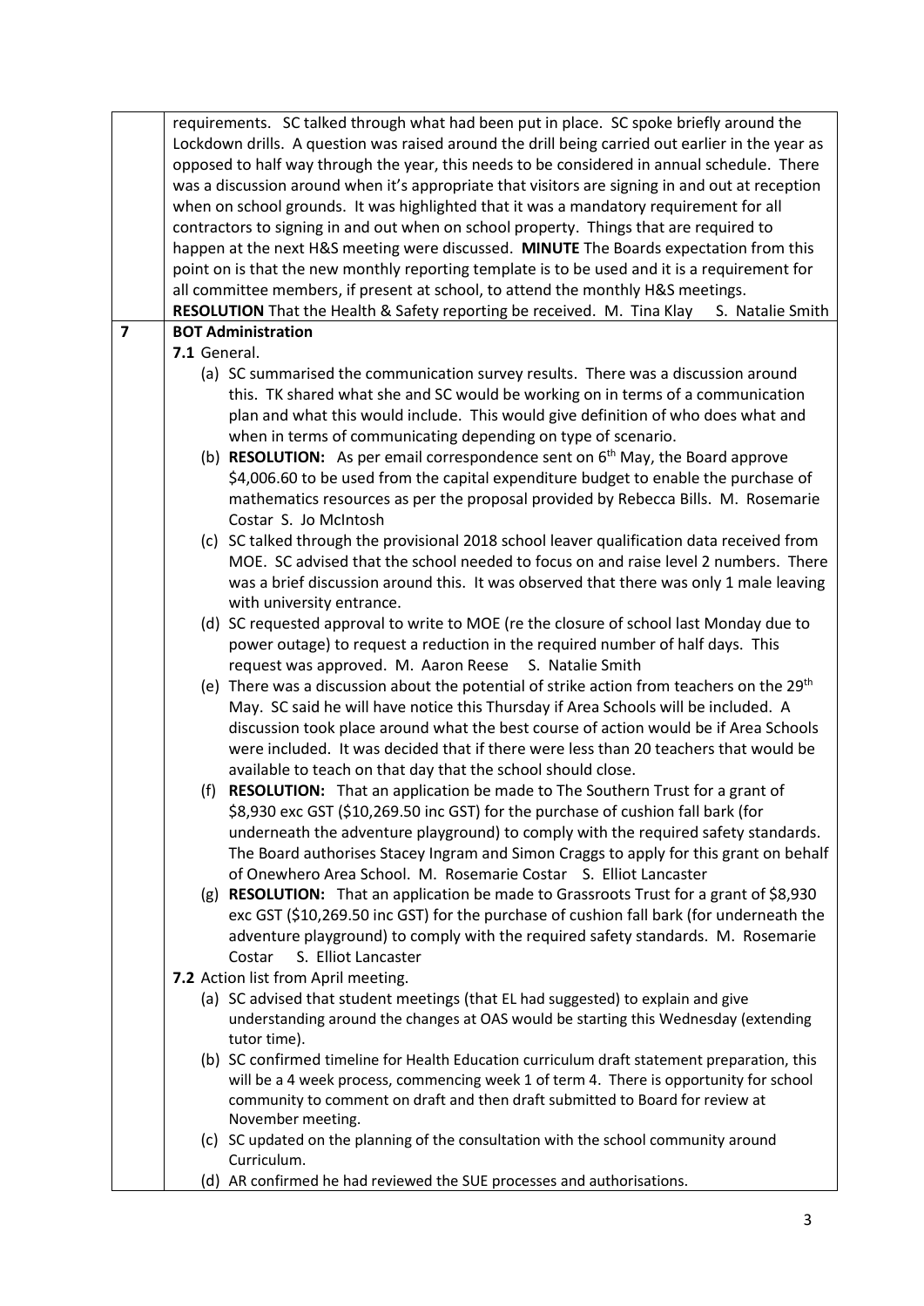| | |
|---|---|
| | requirements. SC talked through what had been put in place. SC spoke briefly around the Lockdown drills. A question was raised around the drill being carried out earlier in the year as opposed to half way through the year, this needs to be considered in annual schedule. There was a discussion around when it's appropriate that visitors are signing in and out at reception when on school grounds. It was highlighted that it was a mandatory requirement for all contractors to signing in and out when on school property. Things that are required to happen at the next H&S meeting were discussed. **MINUTE** The Boards expectation from this point on is that the new monthly reporting template is to be used and it is a requirement for all committee members, if present at school, to attend the monthly H&S meetings. **RESOLUTION** That the Health & Safety reporting be received. M. Tina Klay S. Natalie Smith |
| **7** | **BOT Administration**<br>**7.1** General.<br>(a) SC summarised the communication survey results. There was a discussion around this. TK shared what she and SC would be working on in terms of a communication plan and what this would include. This would give definition of who does what and when in terms of communicating depending on type of scenario.<br>(b) **RESOLUTION:** As per email correspondence sent on 6th May, the Board approve \$4,006.60 to be used from the capital expenditure budget to enable the purchase of mathematics resources as per the proposal provided by Rebecca Bills. M. Rosemarie Costar S. Jo McIntosh<br>(c) SC talked through the provisional 2018 school leaver qualification data received from MOE. SC advised that the school needed to focus on and raise level 2 numbers. There was a brief discussion around this. It was observed that there was only 1 male leaving with university entrance.<br>(d) SC requested approval to write to MOE (re the closure of school last Monday due to power outage) to request a reduction in the required number of half days. This request was approved. M. Aaron Reese S. Natalie Smith<br>(e) There was a discussion about the potential of strike action from teachers on the 29th May. SC said he will have notice this Thursday if Area Schools will be included. A discussion took place around what the best course of action would be if Area Schools were included. It was decided that if there were less than 20 teachers that would be available to teach on that day that the school should close.<br>(f) **RESOLUTION:** That an application be made to The Southern Trust for a grant of \$8,930 exc GST (\$10,269.50 inc GST) for the purchase of cushion fall bark (for underneath the adventure playground) to comply with the required safety standards. The Board authorises Stacey Ingram and Simon Craggs to apply for this grant on behalf of Onewhero Area School. M. Rosemarie Costar S. Elliot Lancaster<br>(g) **RESOLUTION:** That an application be made to Grassroots Trust for a grant of \$8,930 exc GST (\$10,269.50 inc GST) for the purchase of cushion fall bark (for underneath the adventure playground) to comply with the required safety standards. M. Rosemarie Costar S. Elliot Lancaster<br>**7.2** Action list from April meeting.<br>(a) SC advised that student meetings (that EL had suggested) to explain and give understanding around the changes at OAS would be starting this Wednesday (extending tutor time).<br>(b) SC confirmed timeline for Health Education curriculum draft statement preparation, this will be a 4 week process, commencing week 1 of term 4. There is opportunity for school community to comment on draft and then draft submitted to Board for review at November meeting.<br>(c) SC updated on the planning of the consultation with the school community around Curriculum.<br>(d) AR confirmed he had reviewed the SUE processes and authorisations. |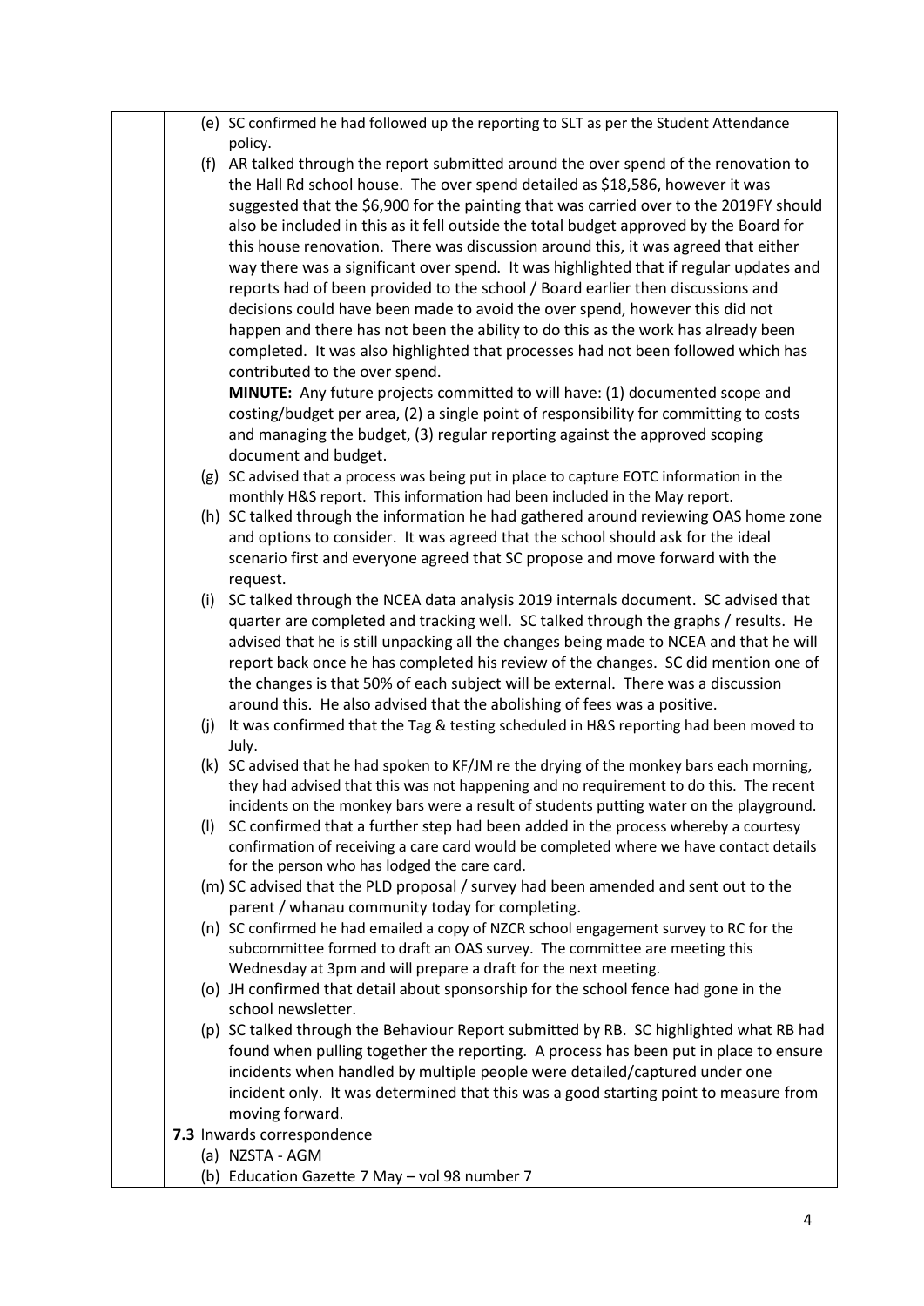(e) SC confirmed he had followed up the reporting to SLT as per the Student Attendance policy.

(f) AR talked through the report submitted around the over spend of the renovation to the Hall Rd school house. The over spend detailed as $18,586, however it was suggested that the $6,900 for the painting that was carried over to the 2019FY should also be included in this as it fell outside the total budget approved by the Board for this house renovation. There was discussion around this, it was agreed that either way there was a significant over spend. It was highlighted that if regular updates and reports had of been provided to the school / Board earlier then discussions and decisions could have been made to avoid the over spend, however this did not happen and there has not been the ability to do this as the work has already been completed. It was also highlighted that processes had not been followed which has contributed to the over spend.

**MINUTE:** Any future projects committed to will have: (1) documented scope and costing/budget per area, (2) a single point of responsibility for committing to costs and managing the budget, (3) regular reporting against the approved scoping document and budget.

(g) SC advised that a process was being put in place to capture EOTC information in the monthly H&S report. This information had been included in the May report.

(h) SC talked through the information he had gathered around reviewing OAS home zone and options to consider. It was agreed that the school should ask for the ideal scenario first and everyone agreed that SC propose and move forward with the request.

(i) SC talked through the NCEA data analysis 2019 internals document. SC advised that quarter are completed and tracking well. SC talked through the graphs / results. He advised that he is still unpacking all the changes being made to NCEA and that he will report back once he has completed his review of the changes. SC did mention one of the changes is that 50% of each subject will be external. There was a discussion around this. He also advised that the abolishing of fees was a positive.

(j) It was confirmed that the Tag & testing scheduled in H&S reporting had been moved to July.

(k) SC advised that he had spoken to KF/JM re the drying of the monkey bars each morning, they had advised that this was not happening and no requirement to do this. The recent incidents on the monkey bars were a result of students putting water on the playground.

(l) SC confirmed that a further step had been added in the process whereby a courtesy confirmation of receiving a care card would be completed where we have contact details for the person who has lodged the care card.

(m) SC advised that the PLD proposal / survey had been amended and sent out to the parent / whanau community today for completing.

(n) SC confirmed he had emailed a copy of NZCR school engagement survey to RC for the subcommittee formed to draft an OAS survey. The committee are meeting this Wednesday at 3pm and will prepare a draft for the next meeting.

(o) JH confirmed that detail about sponsorship for the school fence had gone in the school newsletter.

(p) SC talked through the Behaviour Report submitted by RB. SC highlighted what RB had found when pulling together the reporting. A process has been put in place to ensure incidents when handled by multiple people were detailed/captured under one incident only. It was determined that this was a good starting point to measure from moving forward.

**7.3** Inwards correspondence

(a) NZSTA - AGM

(b) Education Gazette 7 May – vol 98 number 7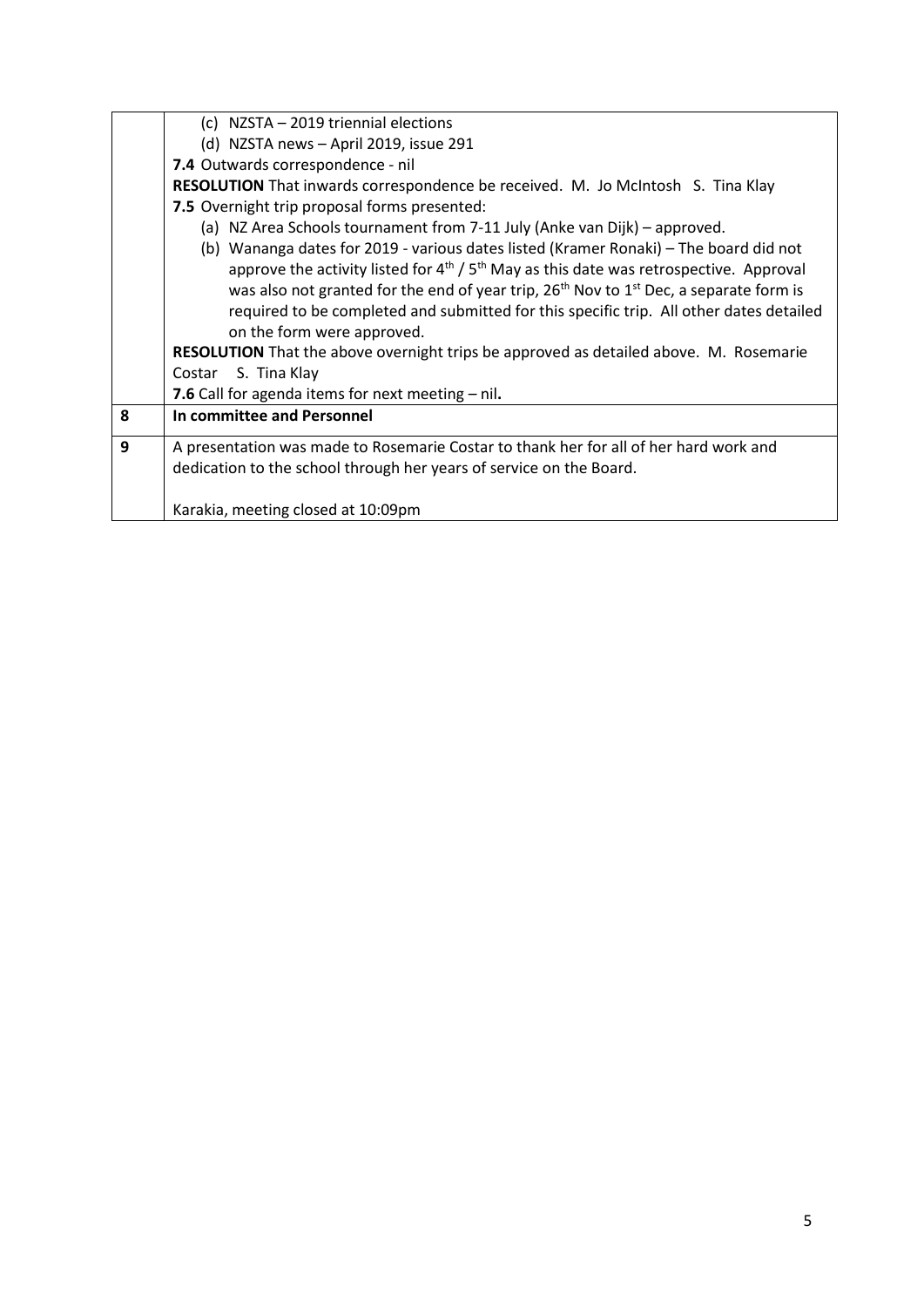| | |
|---|---|
| | (c) NZSTA – 2019 triennial elections<br>(d) NZSTA news – April 2019, issue 291<br>**7.4** Outwards correspondence - nil<br>**RESOLUTION** That inwards correspondence be received. M. Jo McIntosh S. Tina Klay<br>**7.5** Overnight trip proposal forms presented:<br>(a) NZ Area Schools tournament from 7-11 July (Anke van Dijk) – approved.<br>(b) Wananga dates for 2019 - various dates listed (Kramer Ronaki) – The board did not approve the activity listed for 4th / 5th May as this date was retrospective. Approval was also not granted for the end of year trip, 26th Nov to 1st Dec, a separate form is required to be completed and submitted for this specific trip. All other dates detailed on the form were approved.<br>**RESOLUTION** That the above overnight trips be approved as detailed above. M. Rosemarie Costar S. Tina Klay<br>**7.6** Call for agenda items for next meeting – nil**.** |
| **8** | **In committee and Personnel** |
| **9** | A presentation was made to Rosemarie Costar to thank her for all of her hard work and dedication to the school through her years of service on the Board.<br><br>Karakia, meeting closed at 10:09pm |